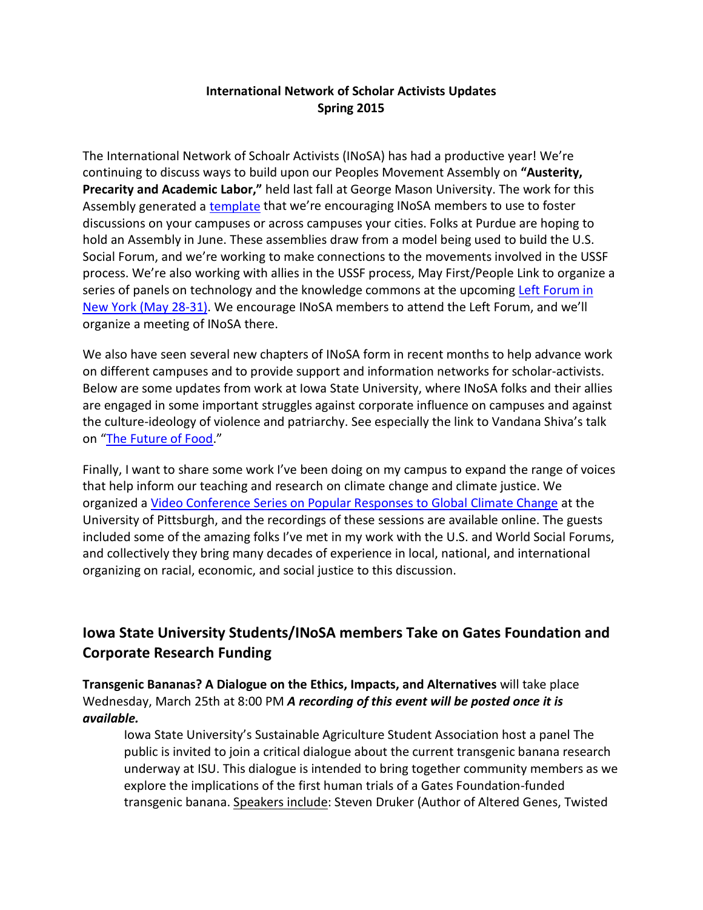**International Network of Scholar Activists Updates**
**Spring 2015**

The International Network of Schoalr Activists (INoSA) has had a productive year! We're continuing to discuss ways to build upon our Peoples Movement Assembly on **"Austerity, Precarity and Academic Labor,"** held last fall at George Mason University. The work for this Assembly generated a template that we're encouraging INoSA members to use to foster discussions on your campuses or across campuses your cities. Folks at Purdue are hoping to hold an Assembly in June. These assemblies draw from a model being used to build the U.S. Social Forum, and we're working to make connections to the movements involved in the USSF process. We're also working with allies in the USSF process, May First/People Link to organize a series of panels on technology and the knowledge commons at the upcoming Left Forum in New York (May 28-31). We encourage INoSA members to attend the Left Forum, and we'll organize a meeting of INoSA there.

We also have seen several new chapters of INoSA form in recent months to help advance work on different campuses and to provide support and information networks for scholar-activists. Below are some updates from work at Iowa State University, where INoSA folks and their allies are engaged in some important struggles against corporate influence on campuses and against the culture-ideology of violence and patriarchy. See especially the link to Vandana Shiva's talk on "The Future of Food."

Finally, I want to share some work I've been doing on my campus to expand the range of voices that help inform our teaching and research on climate change and climate justice. We organized a Video Conference Series on Popular Responses to Global Climate Change at the University of Pittsburgh, and the recordings of these sessions are available online. The guests included some of the amazing folks I've met in my work with the U.S. and World Social Forums, and collectively they bring many decades of experience in local, national, and international organizing on racial, economic, and social justice to this discussion.

## Iowa State University Students/INoSA members Take on Gates Foundation and Corporate Research Funding

**Transgenic Bananas? A Dialogue on the Ethics, Impacts, and Alternatives** will take place Wednesday, March 25th at 8:00 PM ***A recording of this event will be posted once it is available.***

> Iowa State University's Sustainable Agriculture Student Association host a panel The public is invited to join a critical dialogue about the current transgenic banana research underway at ISU. This dialogue is intended to bring together community members as we explore the implications of the first human trials of a Gates Foundation-funded transgenic banana. Speakers include: Steven Druker (Author of Altered Genes, Twisted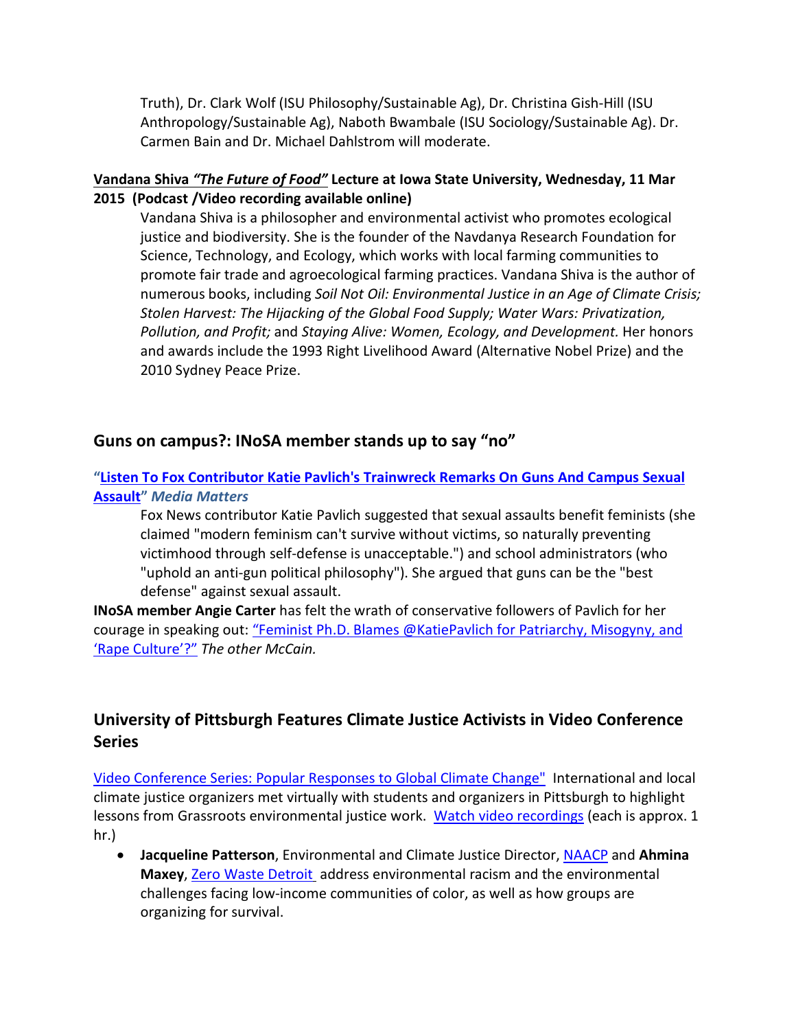Truth), Dr. Clark Wolf (ISU Philosophy/Sustainable Ag), Dr. Christina Gish-Hill (ISU Anthropology/Sustainable Ag), Naboth Bwambale (ISU Sociology/Sustainable Ag). Dr. Carmen Bain and Dr. Michael Dahlstrom will moderate.

**Vandana Shiva *"The Future of Food"* Lecture at Iowa State University, Wednesday, 11 Mar 2015 (Podcast /Video recording available online)**

Vandana Shiva is a philosopher and environmental activist who promotes ecological justice and biodiversity. She is the founder of the Navdanya Research Foundation for Science, Technology, and Ecology, which works with local farming communities to promote fair trade and agroecological farming practices. Vandana Shiva is the author of numerous books, including *Soil Not Oil: Environmental Justice in an Age of Climate Crisis; Stolen Harvest: The Hijacking of the Global Food Supply; Water Wars: Privatization, Pollution, and Profit;* and *Staying Alive: Women, Ecology, and Development.* Her honors and awards include the 1993 Right Livelihood Award (Alternative Nobel Prize) and the 2010 Sydney Peace Prize.

## Guns on campus?: INoSA member stands up to say "no"

**"Listen To Fox Contributor Katie Pavlich's Trainwreck Remarks On Guns And Campus Sexual Assault"** ***Media Matters***

Fox News contributor Katie Pavlich suggested that sexual assaults benefit feminists (she claimed "modern feminism can't survive without victims, so naturally preventing victimhood through self-defense is unacceptable.") and school administrators (who "uphold an anti-gun political philosophy"). She argued that guns can be the "best defense" against sexual assault.

**INoSA member Angie Carter** has felt the wrath of conservative followers of Pavlich for her courage in speaking out: "Feminist Ph.D. Blames @KatiePavlich for Patriarchy, Misogyny, and 'Rape Culture'?" *The other McCain.*

## University of Pittsburgh Features Climate Justice Activists in Video Conference Series

Video Conference Series: Popular Responses to Global Climate Change" International and local climate justice organizers met virtually with students and organizers in Pittsburgh to highlight lessons from Grassroots environmental justice work. Watch video recordings (each is approx. 1 hr.)

- **Jacqueline Patterson**, Environmental and Climate Justice Director, NAACP and **Ahmina Maxey**, Zero Waste Detroit address environmental racism and the environmental challenges facing low-income communities of color, as well as how groups are organizing for survival.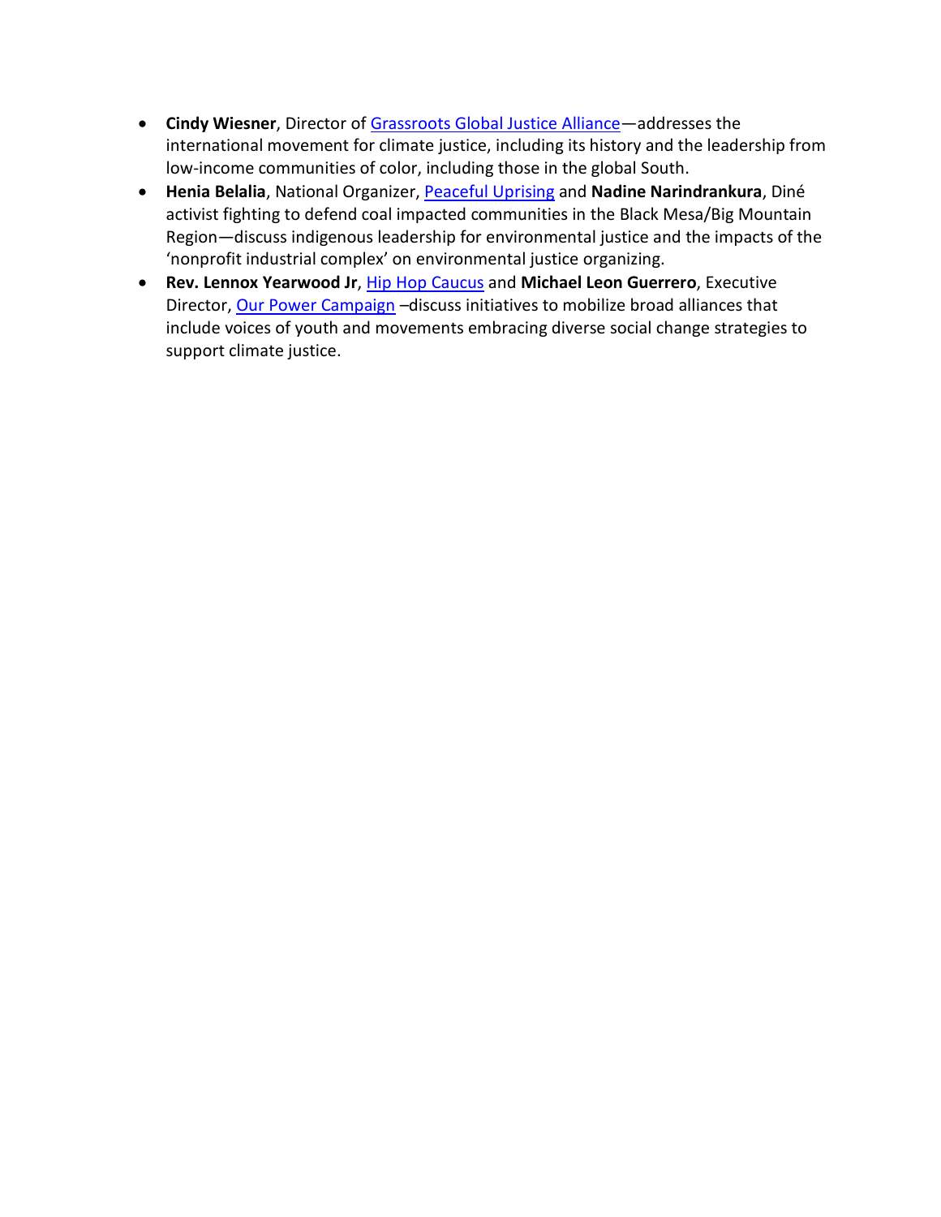- **Cindy Wiesner**, Director of Grassroots Global Justice Alliance—addresses the international movement for climate justice, including its history and the leadership from low-income communities of color, including those in the global South.
- **Henia Belalia**, National Organizer, Peaceful Uprising and **Nadine Narindrankura**, Diné activist fighting to defend coal impacted communities in the Black Mesa/Big Mountain Region—discuss indigenous leadership for environmental justice and the impacts of the 'nonprofit industrial complex' on environmental justice organizing.
- **Rev. Lennox Yearwood Jr**, Hip Hop Caucus and **Michael Leon Guerrero**, Executive Director, Our Power Campaign –discuss initiatives to mobilize broad alliances that include voices of youth and movements embracing diverse social change strategies to support climate justice.